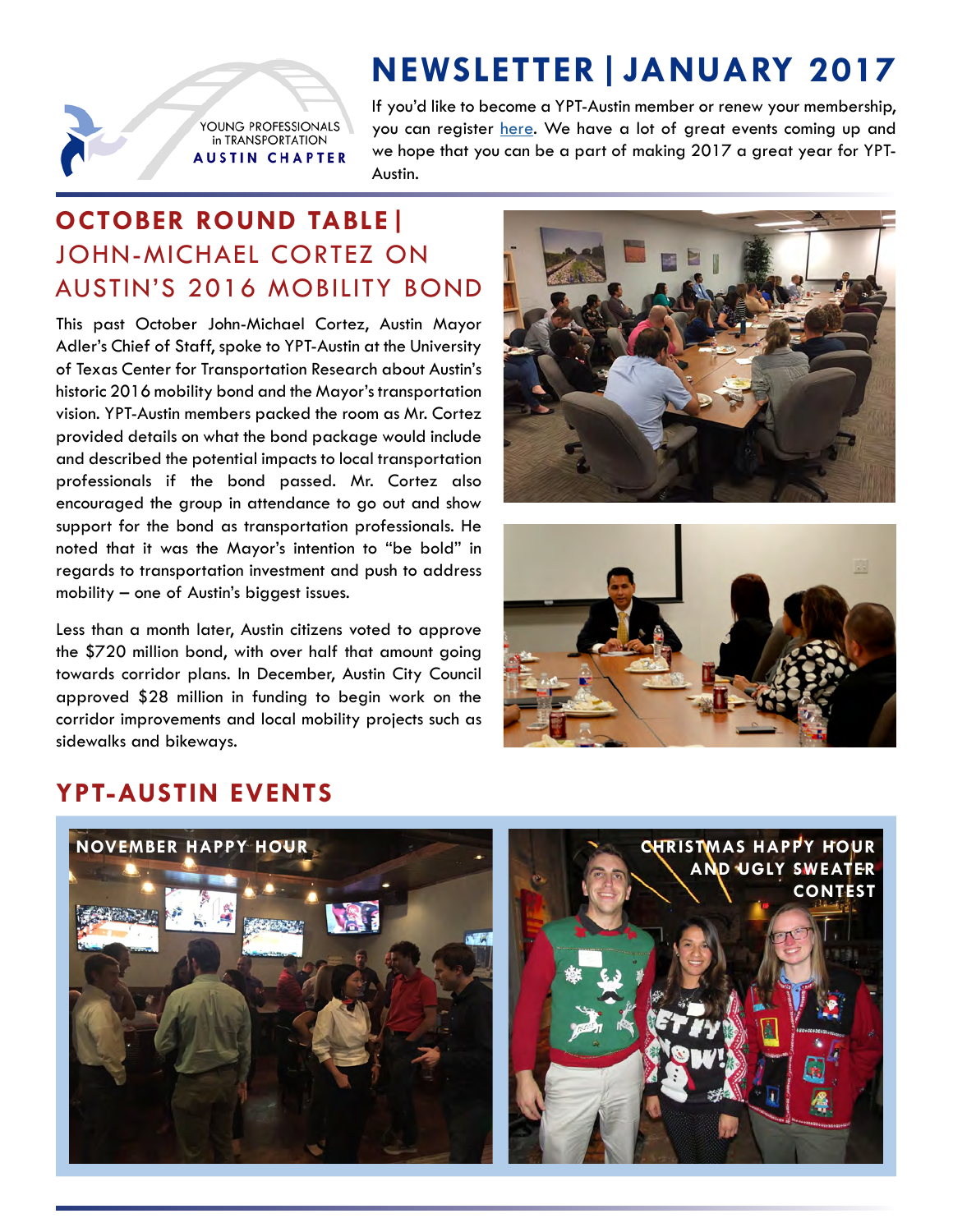YOUNG PROFESSIONALS in TRANSPORTATION
AUSTIN CHAPTER

# NEWSLETTER | JANUARY 2017

If you'd like to become a YPT-Austin member or renew your membership, you can register [here](). We have a lot of great events coming up and we hope that you can be a part of making 2017 a great year for YPT-Austin.

## OCTOBER ROUND TABLE | JOHN-MICHAEL CORTEZ ON AUSTIN'S 2016 MOBILITY BOND

This past October John-Michael Cortez, Austin Mayor Adler's Chief of Staff, spoke to YPT-Austin at the University of Texas Center for Transportation Research about Austin's historic 2016 mobility bond and the Mayor's transportation vision. YPT-Austin members packed the room as Mr. Cortez provided details on what the bond package would include and described the potential impacts to local transportation professionals if the bond passed. Mr. Cortez also encouraged the group in attendance to go out and show support for the bond as transportation professionals. He noted that it was the Mayor's intention to "be bold" in regards to transportation investment and push to address mobility – one of Austin's biggest issues.

Less than a month later, Austin citizens voted to approve the $720 million bond, with over half that amount going towards corridor plans. In December, Austin City Council approved $28 million in funding to begin work on the corridor improvements and local mobility projects such as sidewalks and bikeways.

## YPT-AUSTIN EVENTS

NOVEMBER HAPPY HOUR

CHRISTMAS HAPPY HOUR AND UGLY SWEATER CONTEST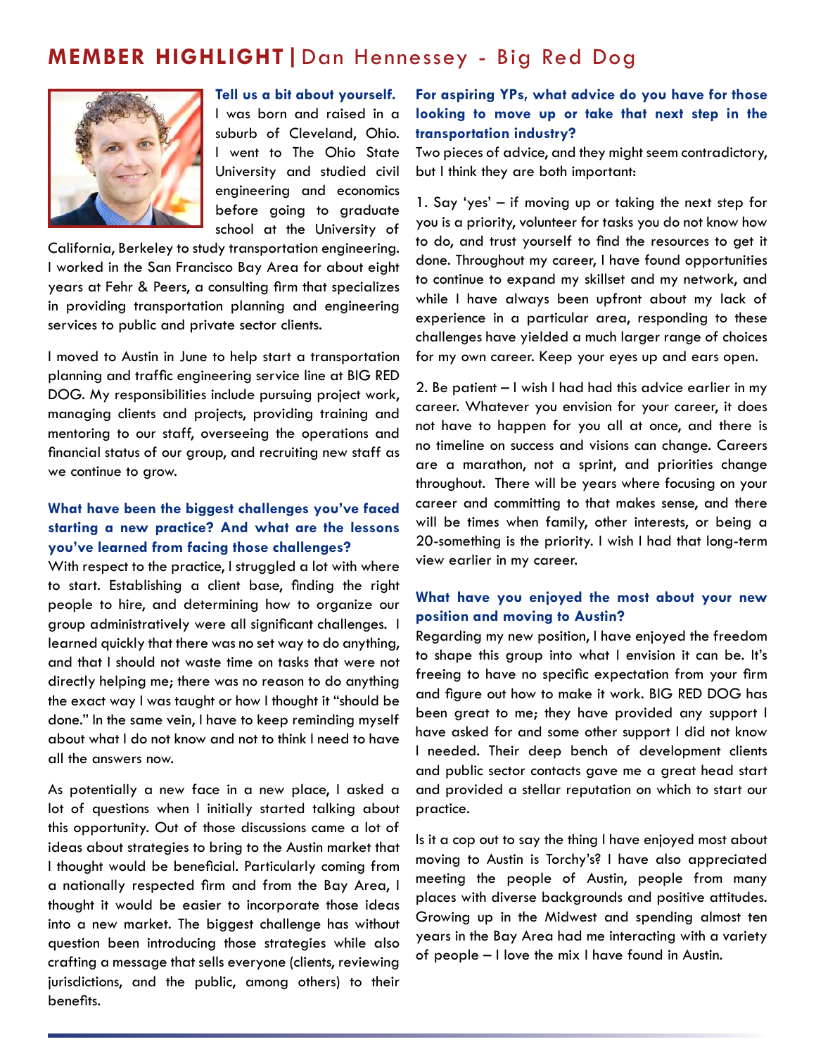# MEMBER HIGHLIGHT | Dan Hennessey - Big Red Dog

**Tell us a bit about yourself.**

I was born and raised in a suburb of Cleveland, Ohio. I went to The Ohio State University and studied civil engineering and economics before going to graduate school at the University of California, Berkeley to study transportation engineering. I worked in the San Francisco Bay Area for about eight years at Fehr & Peers, a consulting firm that specializes in providing transportation planning and engineering services to public and private sector clients.

I moved to Austin in June to help start a transportation planning and traffic engineering service line at BIG RED DOG. My responsibilities include pursuing project work, managing clients and projects, providing training and mentoring to our staff, overseeing the operations and financial status of our group, and recruiting new staff as we continue to grow.

**What have been the biggest challenges you've faced starting a new practice? And what are the lessons you've learned from facing those challenges?**

With respect to the practice, I struggled a lot with where to start. Establishing a client base, finding the right people to hire, and determining how to organize our group administratively were all significant challenges. I learned quickly that there was no set way to do anything, and that I should not waste time on tasks that were not directly helping me; there was no reason to do anything the exact way I was taught or how I thought it "should be done." In the same vein, I have to keep reminding myself about what I do not know and not to think I need to have all the answers now.

As potentially a new face in a new place, I asked a lot of questions when I initially started talking about this opportunity. Out of those discussions came a lot of ideas about strategies to bring to the Austin market that I thought would be beneficial. Particularly coming from a nationally respected firm and from the Bay Area, I thought it would be easier to incorporate those ideas into a new market. The biggest challenge has without question been introducing those strategies while also crafting a message that sells everyone (clients, reviewing jurisdictions, and the public, among others) to their benefits.

**For aspiring YPs, what advice do you have for those looking to move up or take that next step in the transportation industry?**

Two pieces of advice, and they might seem contradictory, but I think they are both important:

1. Say 'yes' – if moving up or taking the next step for you is a priority, volunteer for tasks you do not know how to do, and trust yourself to find the resources to get it done. Throughout my career, I have found opportunities to continue to expand my skillset and my network, and while I have always been upfront about my lack of experience in a particular area, responding to these challenges have yielded a much larger range of choices for my own career. Keep your eyes up and ears open.

2. Be patient – I wish I had had this advice earlier in my career. Whatever you envision for your career, it does not have to happen for you all at once, and there is no timeline on success and visions can change. Careers are a marathon, not a sprint, and priorities change throughout. There will be years where focusing on your career and committing to that makes sense, and there will be times when family, other interests, or being a 20-something is the priority. I wish I had that long-term view earlier in my career.

**What have you enjoyed the most about your new position and moving to Austin?**

Regarding my new position, I have enjoyed the freedom to shape this group into what I envision it can be. It's freeing to have no specific expectation from your firm and figure out how to make it work. BIG RED DOG has been great to me; they have provided any support I have asked for and some other support I did not know I needed. Their deep bench of development clients and public sector contacts gave me a great head start and provided a stellar reputation on which to start our practice.

Is it a cop out to say the thing I have enjoyed most about moving to Austin is Torchy's? I have also appreciated meeting the people of Austin, people from many places with diverse backgrounds and positive attitudes. Growing up in the Midwest and spending almost ten years in the Bay Area had me interacting with a variety of people – I love the mix I have found in Austin.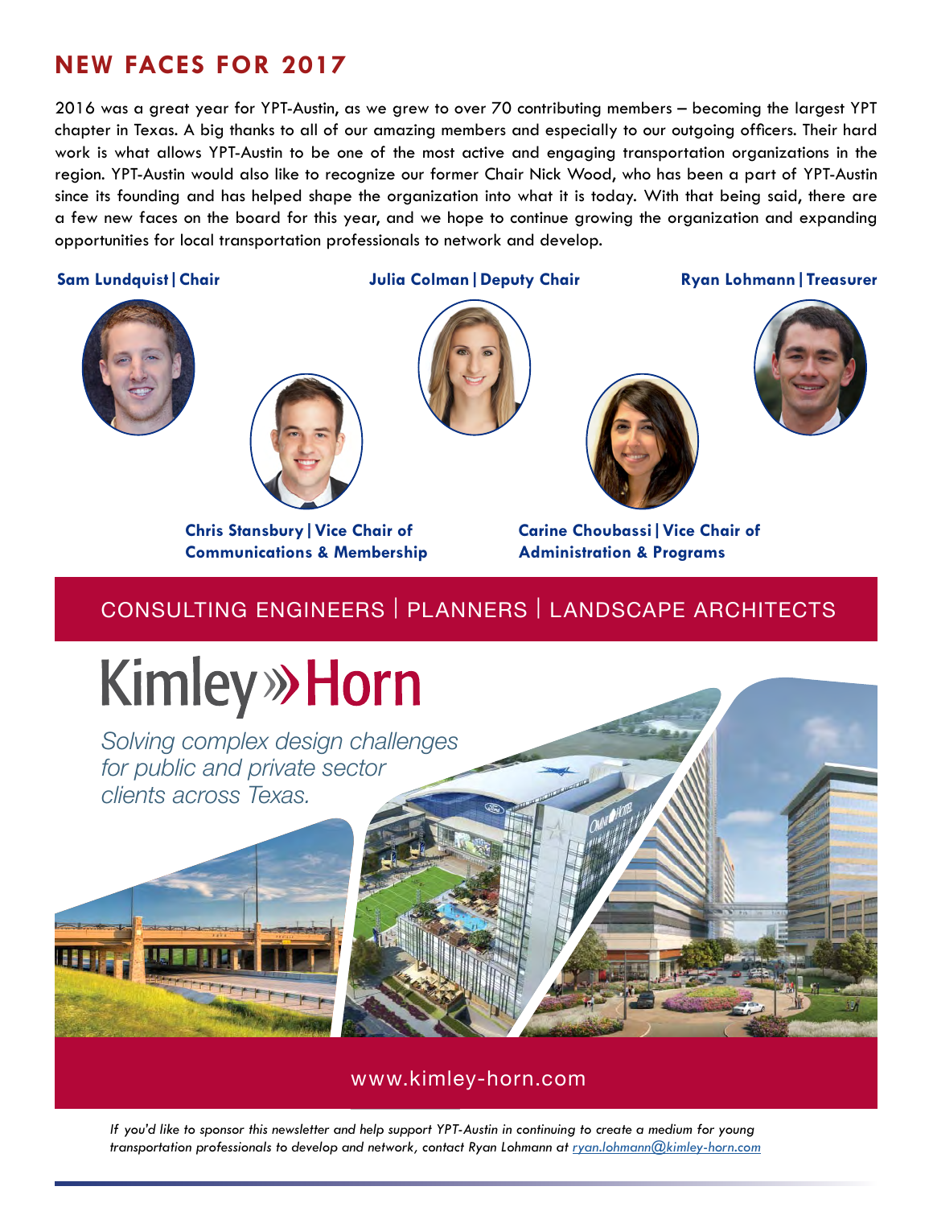## NEW FACES FOR 2017

2016 was a great year for YPT-Austin, as we grew to over 70 contributing members – becoming the largest YPT chapter in Texas. A big thanks to all of our amazing members and especially to our outgoing officers. Their hard work is what allows YPT-Austin to be one of the most active and engaging transportation organizations in the region. YPT-Austin would also like to recognize our former Chair Nick Wood, who has been a part of YPT-Austin since its founding and has helped shape the organization into what it is today. With that being said, there are a few new faces on the board for this year, and we hope to continue growing the organization and expanding opportunities for local transportation professionals to network and develop.

**Sam Lundquist | Chair**

**Chris Stansbury | Vice Chair of Communications & Membership**

**Julia Colman | Deputy Chair**

**Carine Choubassi | Vice Chair of Administration & Programs**

**Ryan Lohmann | Treasurer**

CONSULTING ENGINEERS | PLANNERS | LANDSCAPE ARCHITECTS

Kimley»Horn

*Solving complex design challenges for public and private sector clients across Texas.*

www.kimley-horn.com

*If you'd like to sponsor this newsletter and help support YPT-Austin in continuing to create a medium for young transportation professionals to develop and network, contact Ryan Lohmann at ryan.lohmann@kimley-horn.com*